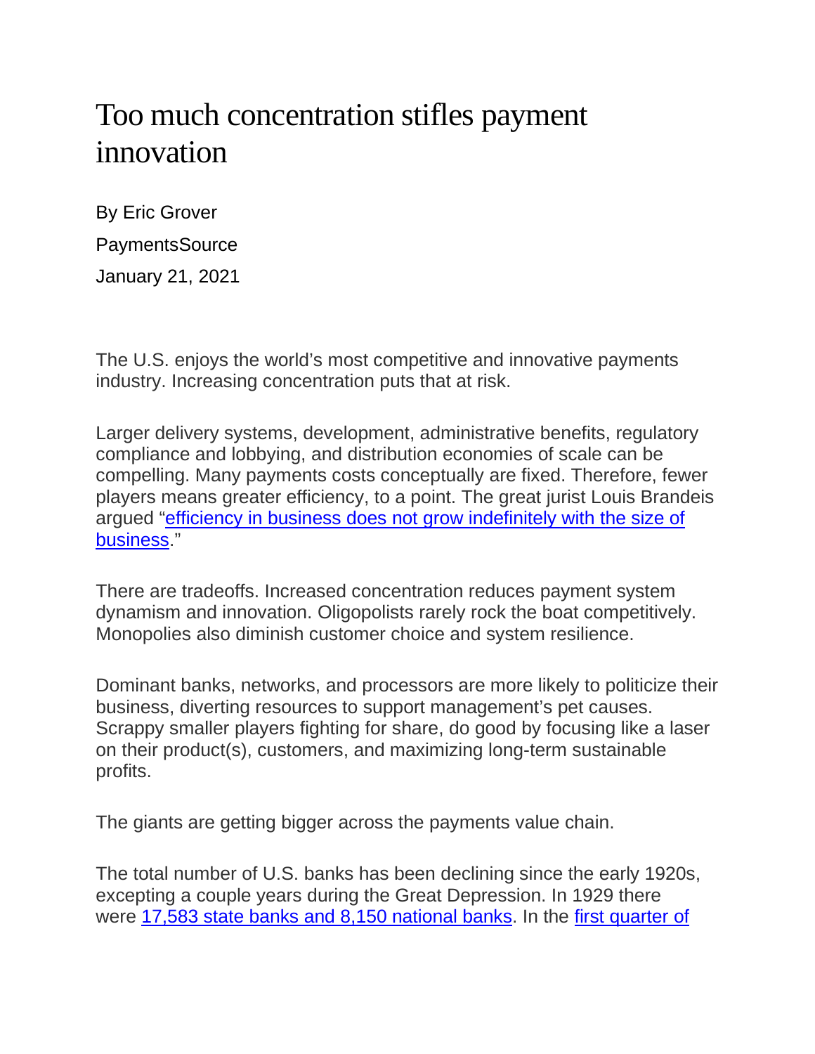# Too much concentration stifles payment innovation

By Eric Grover

PaymentsSource

January 21, 2021

The U.S. enjoys the world's most competitive and innovative payments industry. Increasing concentration puts that at risk.

Larger delivery systems, development, administrative benefits, regulatory compliance and lobbying, and distribution economies of scale can be compelling. Many payments costs conceptually are fixed. Therefore, fewer players means greater efficiency, to a point. The great jurist Louis Brandeis argued "[efficiency in business does not grow indefinitely with the size of business]."

There are tradeoffs. Increased concentration reduces payment system dynamism and innovation. Oligopolists rarely rock the boat competitively. Monopolies also diminish customer choice and system resilience.

Dominant banks, networks, and processors are more likely to politicize their business, diverting resources to support management's pet causes. Scrappy smaller players fighting for share, do good by focusing like a laser on their product(s), customers, and maximizing long-term sustainable profits.

The giants are getting bigger across the payments value chain.

The total number of U.S. banks has been declining since the early 1920s, excepting a couple years during the Great Depression. In 1929 there were [17,583 state banks and 8,150 national banks]. In the [first quarter of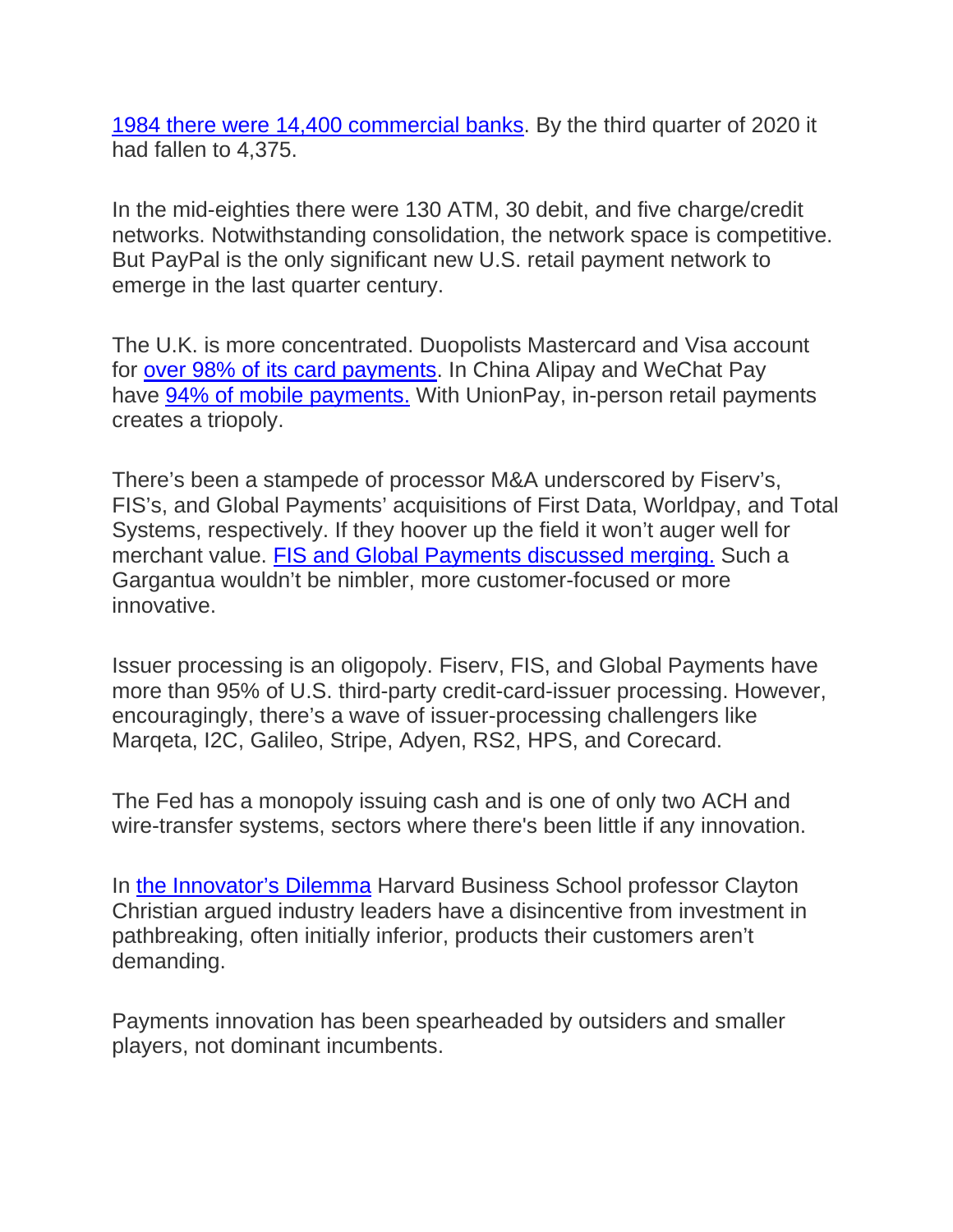1984 there were 14,400 commercial banks. By the third quarter of 2020 it had fallen to 4,375.

In the mid-eighties there were 130 ATM, 30 debit, and five charge/credit networks. Notwithstanding consolidation, the network space is competitive. But PayPal is the only significant new U.S. retail payment network to emerge in the last quarter century.

The U.K. is more concentrated. Duopolists Mastercard and Visa account for over 98% of its card payments. In China Alipay and WeChat Pay have 94% of mobile payments. With UnionPay, in-person retail payments creates a triopoly.

There's been a stampede of processor M&A underscored by Fiserv's, FIS's, and Global Payments' acquisitions of First Data, Worldpay, and Total Systems, respectively. If they hoover up the field it won't auger well for merchant value. FIS and Global Payments discussed merging. Such a Gargantua wouldn't be nimbler, more customer-focused or more innovative.

Issuer processing is an oligopoly. Fiserv, FIS, and Global Payments have more than 95% of U.S. third-party credit-card-issuer processing. However, encouragingly, there's a wave of issuer-processing challengers like Marqeta, I2C, Galileo, Stripe, Adyen, RS2, HPS, and Corecard.

The Fed has a monopoly issuing cash and is one of only two ACH and wire-transfer systems, sectors where there's been little if any innovation.

In the Innovator's Dilemma Harvard Business School professor Clayton Christian argued industry leaders have a disincentive from investment in pathbreaking, often initially inferior, products their customers aren't demanding.

Payments innovation has been spearheaded by outsiders and smaller players, not dominant incumbents.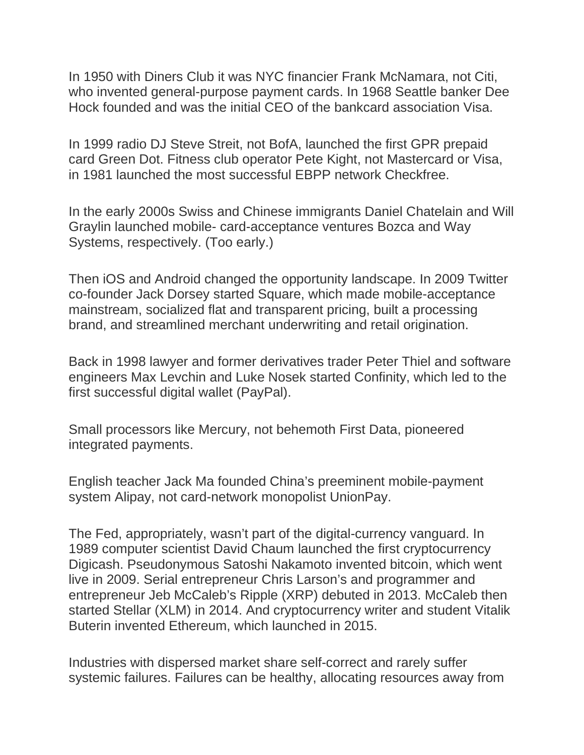In 1950 with Diners Club it was NYC financier Frank McNamara, not Citi, who invented general-purpose payment cards. In 1968 Seattle banker Dee Hock founded and was the initial CEO of the bankcard association Visa.

In 1999 radio DJ Steve Streit, not BofA, launched the first GPR prepaid card Green Dot. Fitness club operator Pete Kight, not Mastercard or Visa, in 1981 launched the most successful EBPP network Checkfree.

In the early 2000s Swiss and Chinese immigrants Daniel Chatelain and Will Graylin launched mobile- card-acceptance ventures Bozca and Way Systems, respectively. (Too early.)

Then iOS and Android changed the opportunity landscape. In 2009 Twitter co-founder Jack Dorsey started Square, which made mobile-acceptance mainstream, socialized flat and transparent pricing, built a processing brand, and streamlined merchant underwriting and retail origination.

Back in 1998 lawyer and former derivatives trader Peter Thiel and software engineers Max Levchin and Luke Nosek started Confinity, which led to the first successful digital wallet (PayPal).

Small processors like Mercury, not behemoth First Data, pioneered integrated payments.

English teacher Jack Ma founded China's preeminent mobile-payment system Alipay, not card-network monopolist UnionPay.

The Fed, appropriately, wasn't part of the digital-currency vanguard. In 1989 computer scientist David Chaum launched the first cryptocurrency Digicash. Pseudonymous Satoshi Nakamoto invented bitcoin, which went live in 2009. Serial entrepreneur Chris Larson's and programmer and entrepreneur Jeb McCaleb's Ripple (XRP) debuted in 2013. McCaleb then started Stellar (XLM) in 2014. And cryptocurrency writer and student Vitalik Buterin invented Ethereum, which launched in 2015.

Industries with dispersed market share self-correct and rarely suffer systemic failures. Failures can be healthy, allocating resources away from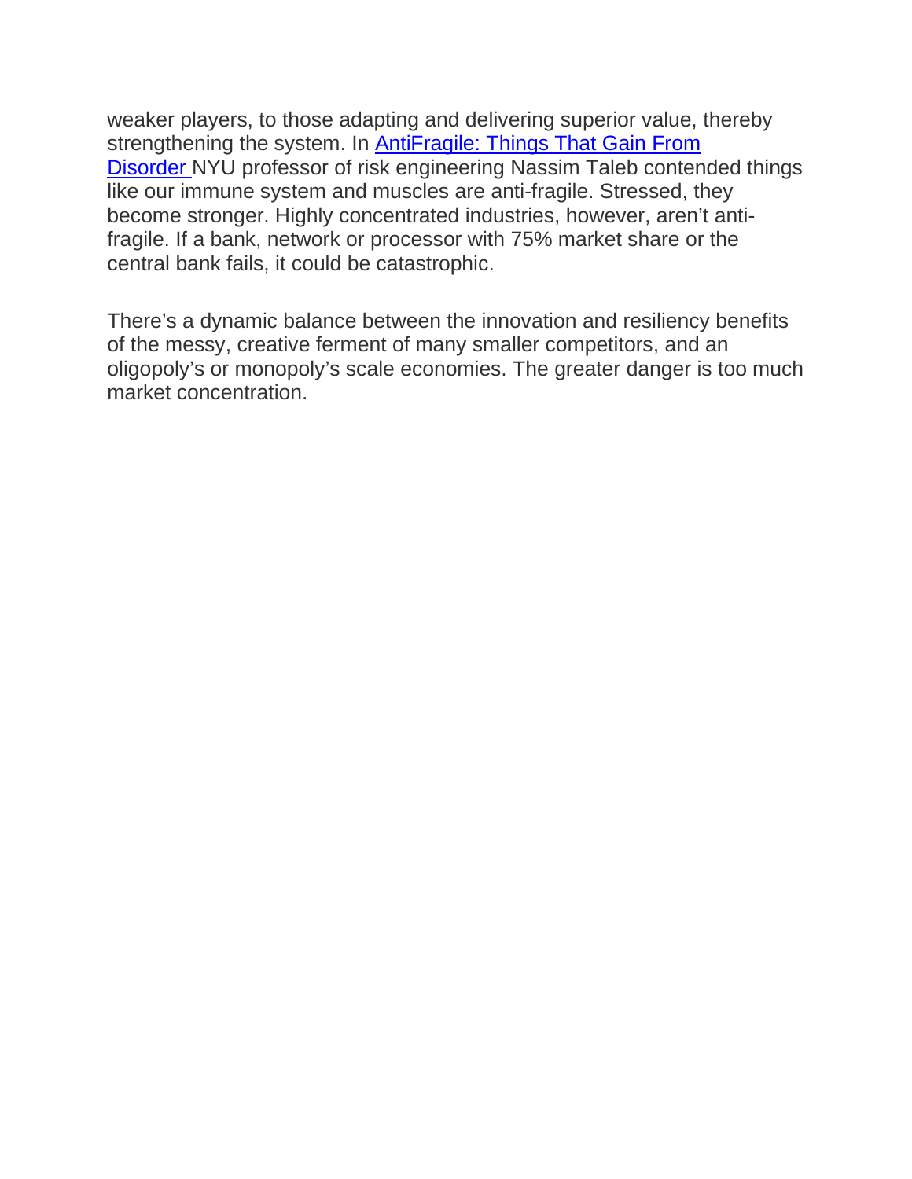weaker players, to those adapting and delivering superior value, thereby strengthening the system. In [AntiFragile: Things That Gain From Disorder ]NYU professor of risk engineering Nassim Taleb contended things like our immune system and muscles are anti-fragile. Stressed, they become stronger. Highly concentrated industries, however, aren't anti-fragile. If a bank, network or processor with 75% market share or the central bank fails, it could be catastrophic.

There's a dynamic balance between the innovation and resiliency benefits of the messy, creative ferment of many smaller competitors, and an oligopoly's or monopoly's scale economies. The greater danger is too much market concentration.